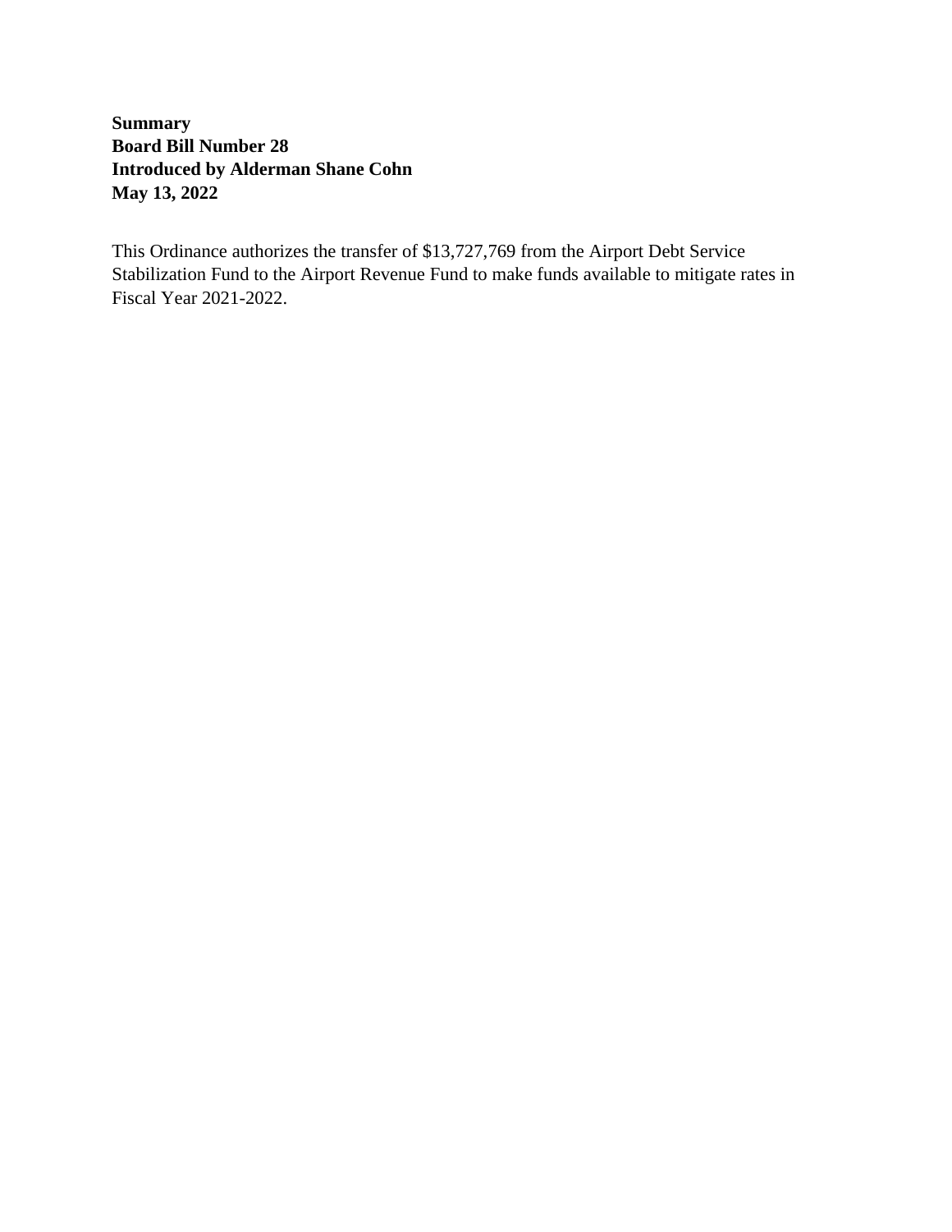**Summary**
**Board Bill Number 28**
**Introduced by Alderman Shane Cohn**
**May 13, 2022**

This Ordinance authorizes the transfer of $13,727,769 from the Airport Debt Service Stabilization Fund to the Airport Revenue Fund to make funds available to mitigate rates in Fiscal Year 2021-2022.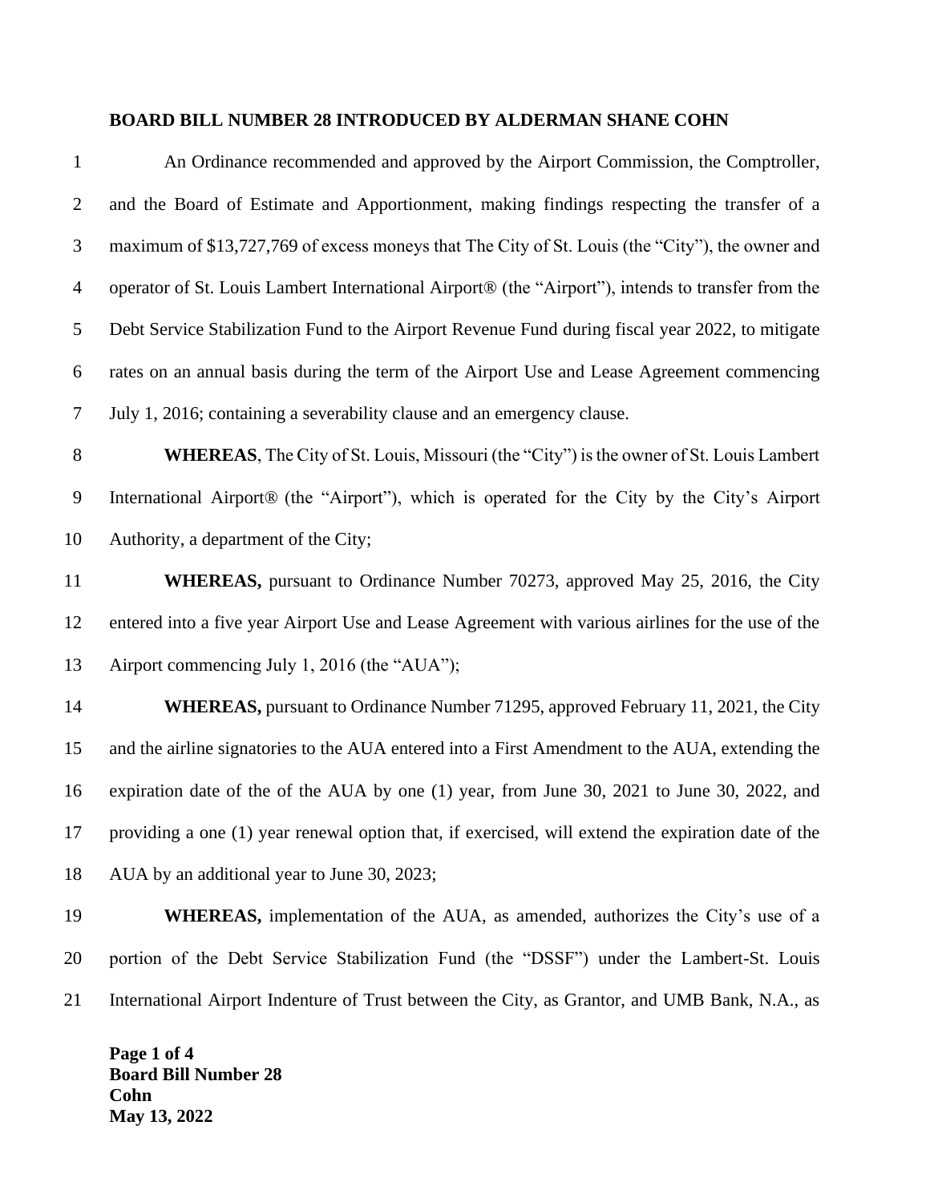**BOARD BILL NUMBER 28 INTRODUCED BY ALDERMAN SHANE COHN**

An Ordinance recommended and approved by the Airport Commission, the Comptroller, and the Board of Estimate and Apportionment, making findings respecting the transfer of a maximum of $13,727,769 of excess moneys that The City of St. Louis (the "City"), the owner and operator of St. Louis Lambert International Airport® (the "Airport"), intends to transfer from the Debt Service Stabilization Fund to the Airport Revenue Fund during fiscal year 2022, to mitigate rates on an annual basis during the term of the Airport Use and Lease Agreement commencing July 1, 2016; containing a severability clause and an emergency clause.

**WHEREAS**, The City of St. Louis, Missouri (the "City") is the owner of St. Louis Lambert International Airport® (the "Airport"), which is operated for the City by the City's Airport Authority, a department of the City;

**WHEREAS,** pursuant to Ordinance Number 70273, approved May 25, 2016, the City entered into a five year Airport Use and Lease Agreement with various airlines for the use of the Airport commencing July 1, 2016 (the "AUA");

**WHEREAS,** pursuant to Ordinance Number 71295, approved February 11, 2021, the City and the airline signatories to the AUA entered into a First Amendment to the AUA, extending the expiration date of the of the AUA by one (1) year, from June 30, 2021 to June 30, 2022, and providing a one (1) year renewal option that, if exercised, will extend the expiration date of the AUA by an additional year to June 30, 2023;

**WHEREAS,** implementation of the AUA, as amended, authorizes the City's use of a portion of the Debt Service Stabilization Fund (the "DSSF") under the Lambert-St. Louis International Airport Indenture of Trust between the City, as Grantor, and UMB Bank, N.A., as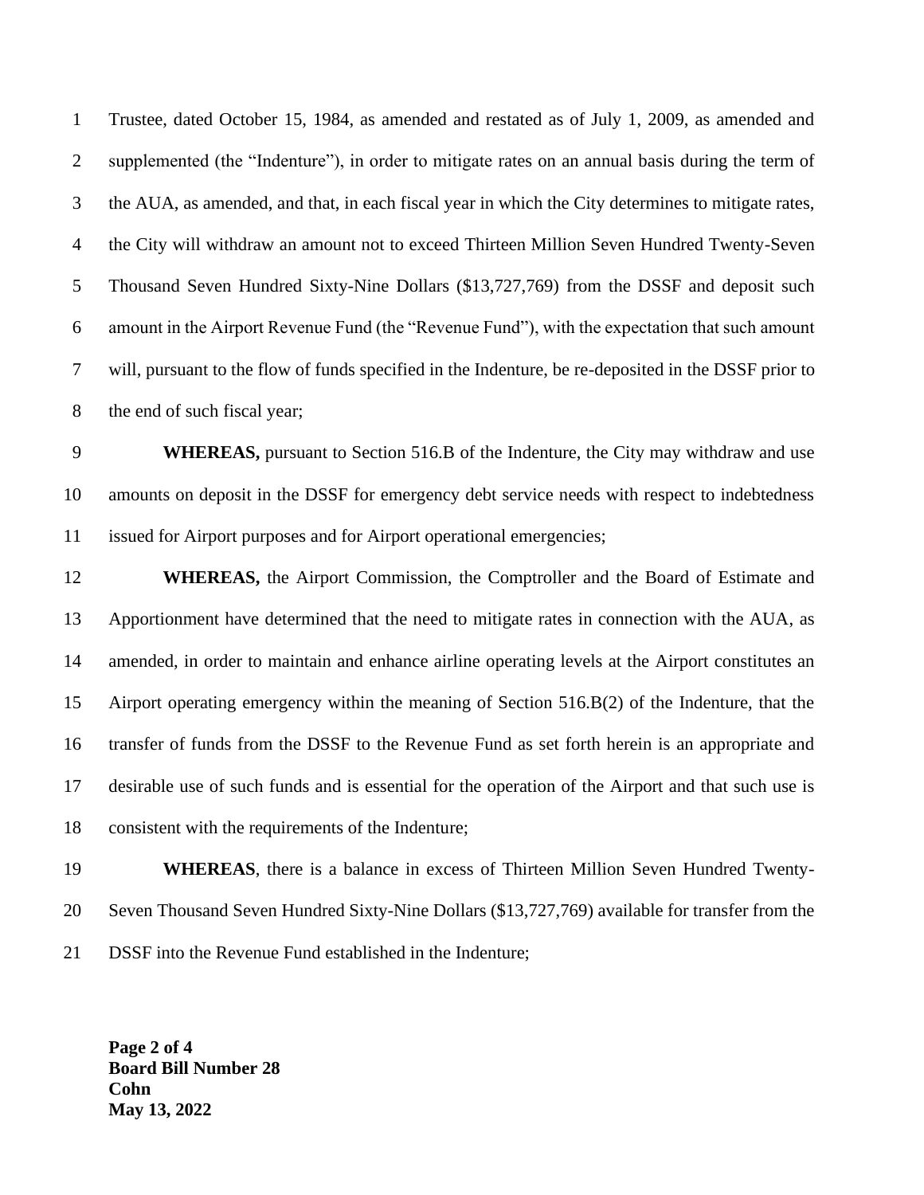Trustee, dated October 15, 1984, as amended and restated as of July 1, 2009, as amended and supplemented (the "Indenture"), in order to mitigate rates on an annual basis during the term of the AUA, as amended, and that, in each fiscal year in which the City determines to mitigate rates, the City will withdraw an amount not to exceed Thirteen Million Seven Hundred Twenty-Seven Thousand Seven Hundred Sixty-Nine Dollars ($13,727,769) from the DSSF and deposit such amount in the Airport Revenue Fund (the "Revenue Fund"), with the expectation that such amount will, pursuant to the flow of funds specified in the Indenture, be re-deposited in the DSSF prior to the end of such fiscal year;

**WHEREAS,** pursuant to Section 516.B of the Indenture, the City may withdraw and use amounts on deposit in the DSSF for emergency debt service needs with respect to indebtedness issued for Airport purposes and for Airport operational emergencies;

**WHEREAS,** the Airport Commission, the Comptroller and the Board of Estimate and Apportionment have determined that the need to mitigate rates in connection with the AUA, as amended, in order to maintain and enhance airline operating levels at the Airport constitutes an Airport operating emergency within the meaning of Section 516.B(2) of the Indenture, that the transfer of funds from the DSSF to the Revenue Fund as set forth herein is an appropriate and desirable use of such funds and is essential for the operation of the Airport and that such use is consistent with the requirements of the Indenture;

**WHEREAS**, there is a balance in excess of Thirteen Million Seven Hundred Twenty-Seven Thousand Seven Hundred Sixty-Nine Dollars ($13,727,769) available for transfer from the DSSF into the Revenue Fund established in the Indenture;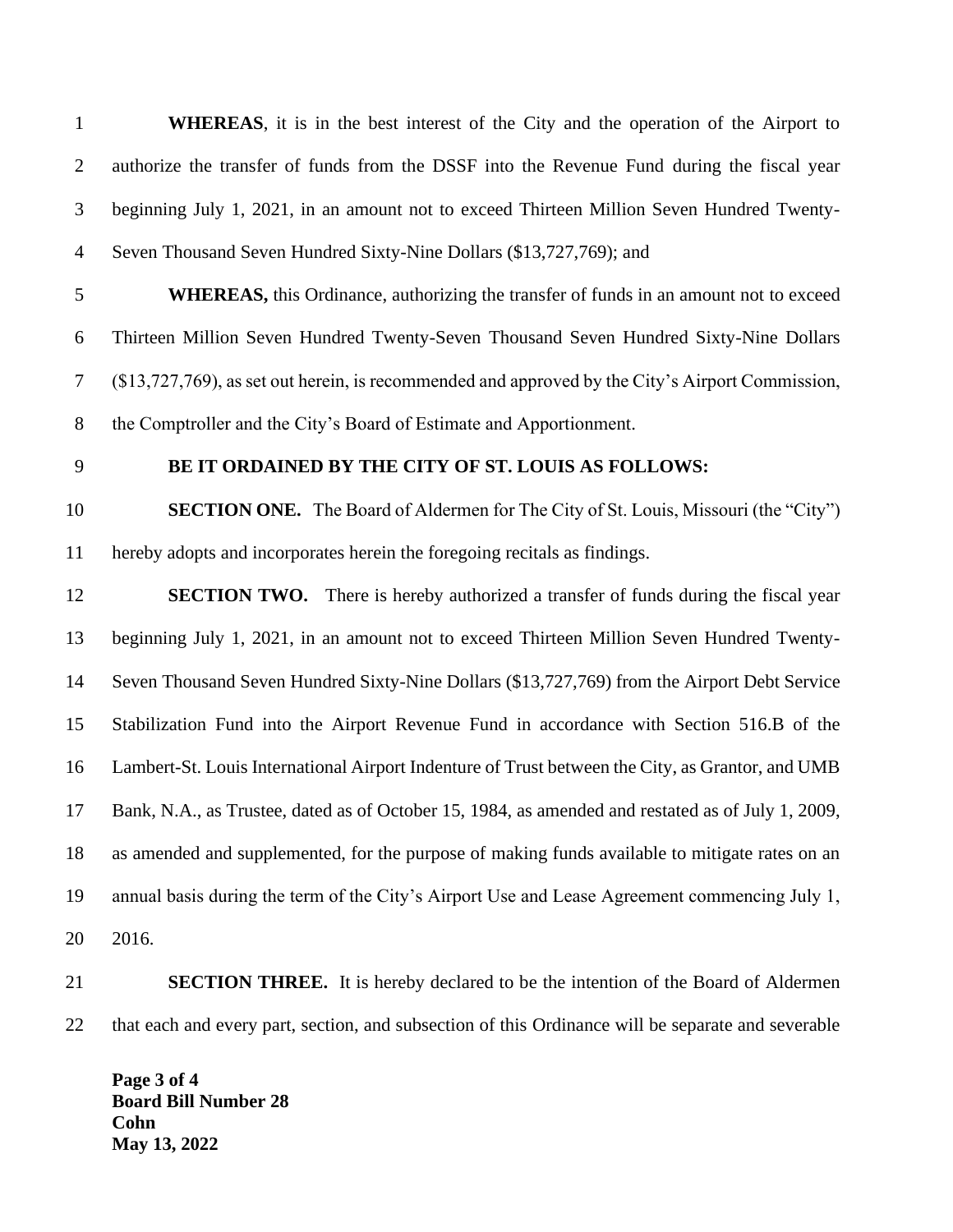**WHEREAS**, it is in the best interest of the City and the operation of the Airport to authorize the transfer of funds from the DSSF into the Revenue Fund during the fiscal year beginning July 1, 2021, in an amount not to exceed Thirteen Million Seven Hundred Twenty-Seven Thousand Seven Hundred Sixty-Nine Dollars ($13,727,769); and

**WHEREAS,** this Ordinance, authorizing the transfer of funds in an amount not to exceed Thirteen Million Seven Hundred Twenty-Seven Thousand Seven Hundred Sixty-Nine Dollars ($13,727,769), as set out herein, is recommended and approved by the City's Airport Commission, the Comptroller and the City's Board of Estimate and Apportionment.

**BE IT ORDAINED BY THE CITY OF ST. LOUIS AS FOLLOWS:**

**SECTION ONE.** The Board of Aldermen for The City of St. Louis, Missouri (the "City") hereby adopts and incorporates herein the foregoing recitals as findings.

**SECTION TWO.** There is hereby authorized a transfer of funds during the fiscal year beginning July 1, 2021, in an amount not to exceed Thirteen Million Seven Hundred Twenty-Seven Thousand Seven Hundred Sixty-Nine Dollars ($13,727,769) from the Airport Debt Service Stabilization Fund into the Airport Revenue Fund in accordance with Section 516.B of the Lambert-St. Louis International Airport Indenture of Trust between the City, as Grantor, and UMB Bank, N.A., as Trustee, dated as of October 15, 1984, as amended and restated as of July 1, 2009, as amended and supplemented, for the purpose of making funds available to mitigate rates on an annual basis during the term of the City's Airport Use and Lease Agreement commencing July 1, 2016.

**SECTION THREE.** It is hereby declared to be the intention of the Board of Aldermen that each and every part, section, and subsection of this Ordinance will be separate and severable

**Board Bill Number 28**
**Cohn**
**May 13, 2022**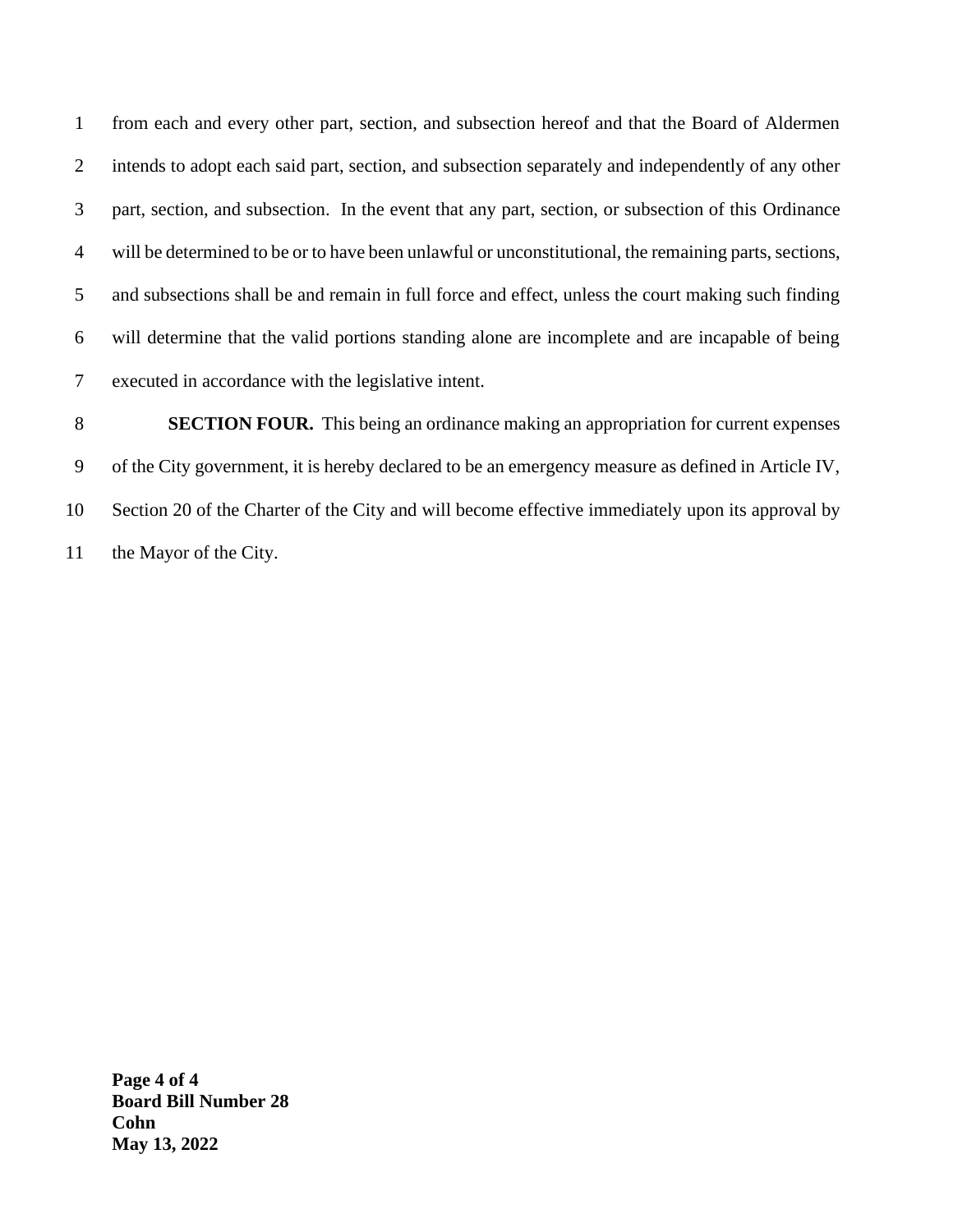from each and every other part, section, and subsection hereof and that the Board of Aldermen intends to adopt each said part, section, and subsection separately and independently of any other part, section, and subsection. In the event that any part, section, or subsection of this Ordinance will be determined to be or to have been unlawful or unconstitutional, the remaining parts, sections, and subsections shall be and remain in full force and effect, unless the court making such finding will determine that the valid portions standing alone are incomplete and are incapable of being executed in accordance with the legislative intent.

**SECTION FOUR.** This being an ordinance making an appropriation for current expenses of the City government, it is hereby declared to be an emergency measure as defined in Article IV, Section 20 of the Charter of the City and will become effective immediately upon its approval by the Mayor of the City.

**Board Bill Number 28**
**Cohn**
**May 13, 2022**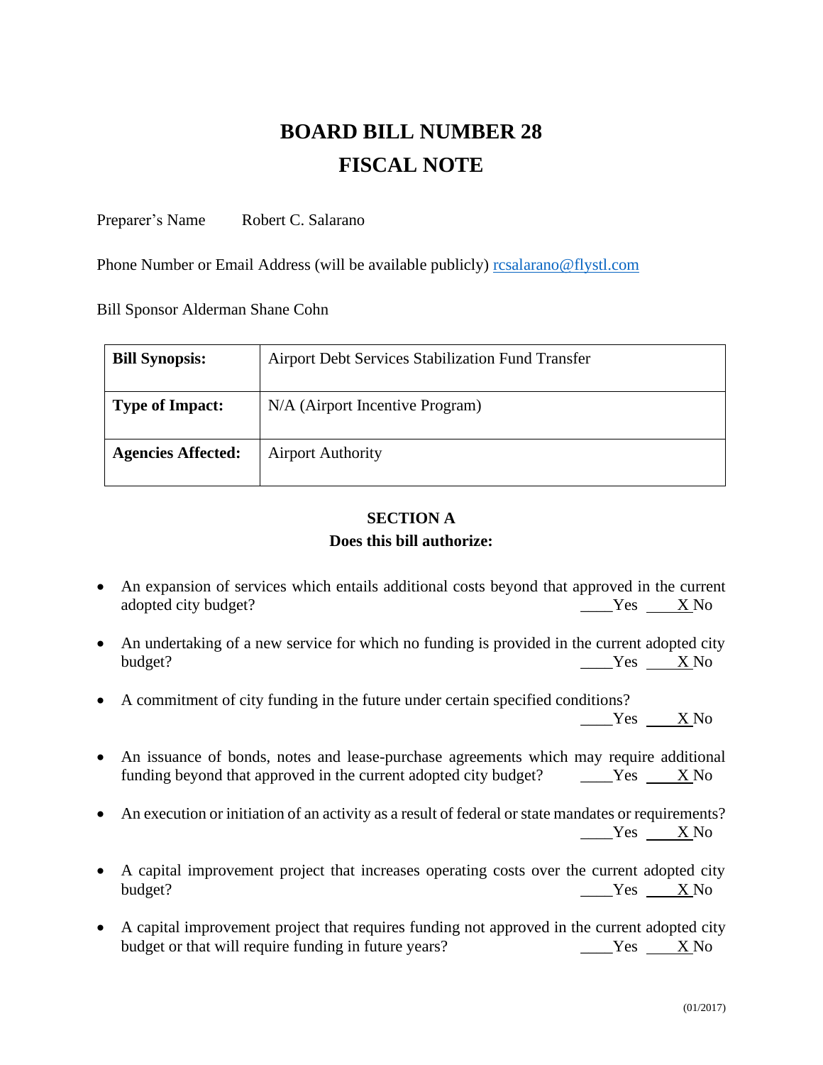# BOARD BILL NUMBER 28
# FISCAL NOTE

Preparer's Name Robert C. Salarano

Phone Number or Email Address (will be available publicly) rcsalarano@flystl.com

Bill Sponsor Alderman Shane Cohn

| **Bill Synopsis:** | Airport Debt Services Stabilization Fund Transfer |
|---|---|
| **Type of Impact:** | N/A (Airport Incentive Program) |
| **Agencies Affected:** | Airport Authority |

### SECTION A
### Does this bill authorize:

- An expansion of services which entails additional costs beyond that approved in the current adopted city budget? ____Yes ____X No
- An undertaking of a new service for which no funding is provided in the current adopted city budget? ____Yes ____X No
- A commitment of city funding in the future under certain specified conditions? ____Yes ____X No
- An issuance of bonds, notes and lease-purchase agreements which may require additional funding beyond that approved in the current adopted city budget? ____Yes ____X No
- An execution or initiation of an activity as a result of federal or state mandates or requirements? ____Yes ____X No
- A capital improvement project that increases operating costs over the current adopted city budget? ____Yes ____X No
- A capital improvement project that requires funding not approved in the current adopted city budget or that will require funding in future years? ____Yes ____X No

(01/2017)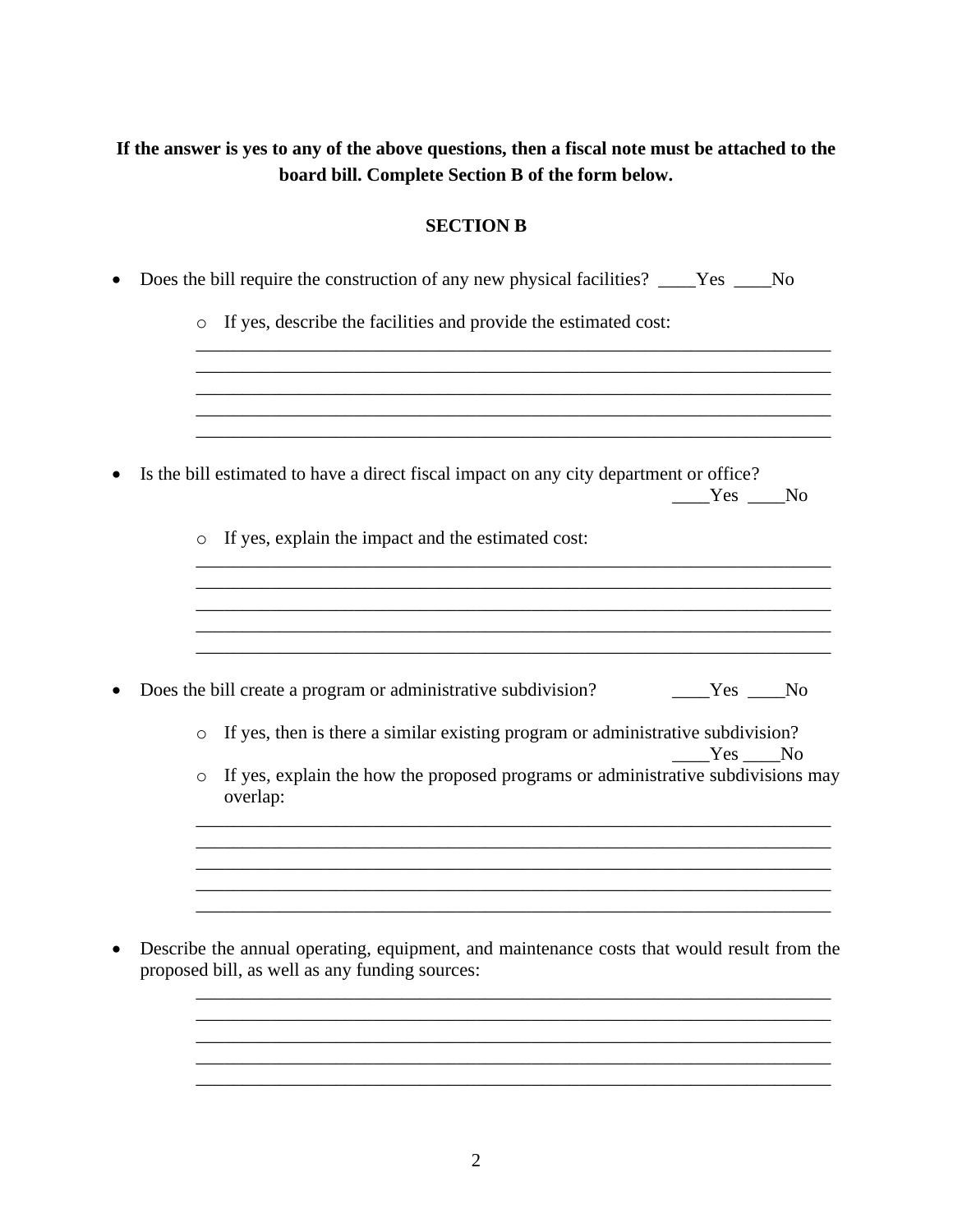**If the answer is yes to any of the above questions, then a fiscal note must be attached to the board bill. Complete Section B of the form below.**

**SECTION B**

- Does the bill require the construction of any new physical facilities? ____Yes ____No
    - If yes, describe the facilities and provide the estimated cost:

      ______________________________________________________________________
      ______________________________________________________________________
      ______________________________________________________________________
      ______________________________________________________________________
      ______________________________________________________________________

- Is the bill estimated to have a direct fiscal impact on any city department or office? ____Yes ____No
    - If yes, explain the impact and the estimated cost:

      ______________________________________________________________________
      ______________________________________________________________________
      ______________________________________________________________________
      ______________________________________________________________________
      ______________________________________________________________________

- Does the bill create a program or administrative subdivision? ____Yes ____No
    - If yes, then is there a similar existing program or administrative subdivision? ____Yes ____No
    - If yes, explain the how the proposed programs or administrative subdivisions may overlap:

      ______________________________________________________________________
      ______________________________________________________________________
      ______________________________________________________________________
      ______________________________________________________________________
      ______________________________________________________________________

- Describe the annual operating, equipment, and maintenance costs that would result from the proposed bill, as well as any funding sources:

  ______________________________________________________________________
  ______________________________________________________________________
  ______________________________________________________________________
  ______________________________________________________________________
  ______________________________________________________________________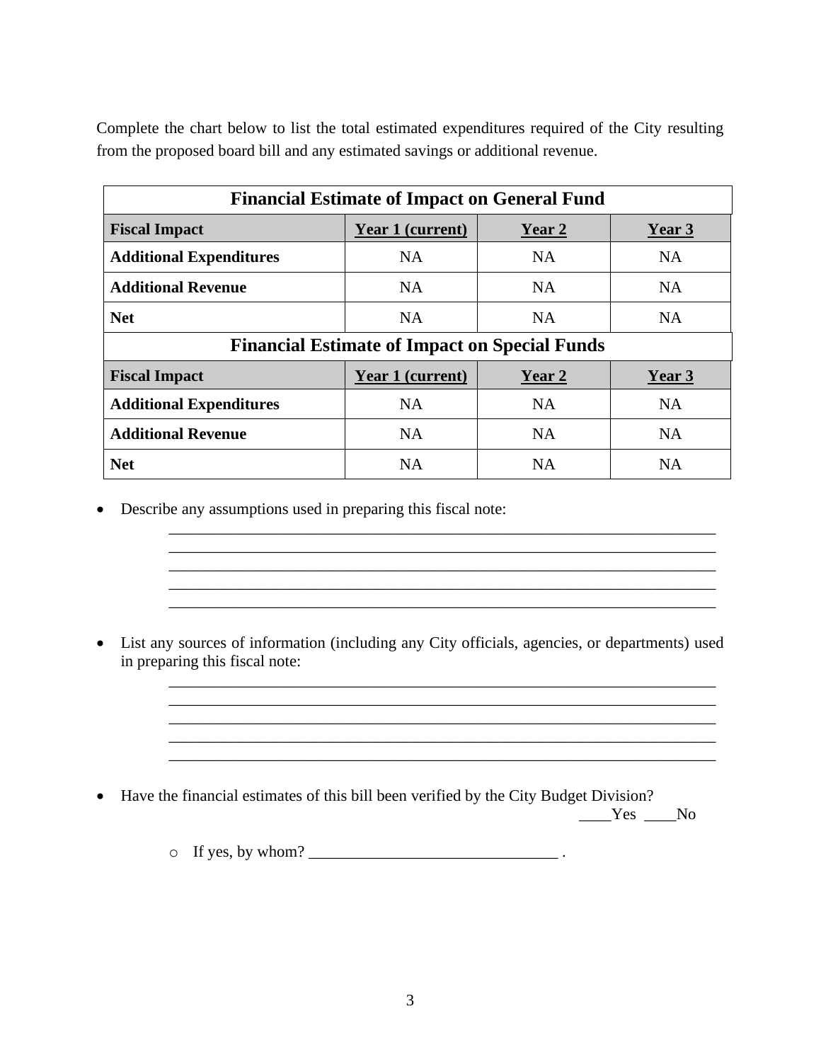Complete the chart below to list the total estimated expenditures required of the City resulting from the proposed board bill and any estimated savings or additional revenue.

| Financial Estimate of Impact on General Fund | | | |
|---|---|---|---|
| **Fiscal Impact** | **Year 1 (current)** | **Year 2** | **Year 3** |
| **Additional Expenditures** | NA | NA | NA |
| **Additional Revenue** | NA | NA | NA |
| **Net** | NA | NA | NA |
| **Financial Estimate of Impact on Special Funds** | | | |
| **Fiscal Impact** | **Year 1 (current)** | **Year 2** | **Year 3** |
| **Additional Expenditures** | NA | NA | NA |
| **Additional Revenue** | NA | NA | NA |
| **Net** | NA | NA | NA |

- Describe any assumptions used in preparing this fiscal note:

  ______________________________________________________________________
  ______________________________________________________________________
  ______________________________________________________________________
  ______________________________________________________________________
  ______________________________________________________________________

- List any sources of information (including any City officials, agencies, or departments) used in preparing this fiscal note:

  ______________________________________________________________________
  ______________________________________________________________________
  ______________________________________________________________________
  ______________________________________________________________________
  ______________________________________________________________________

- Have the financial estimates of this bill been verified by the City Budget Division?

  ____Yes ____No

  - If yes, by whom? ________________________________ .